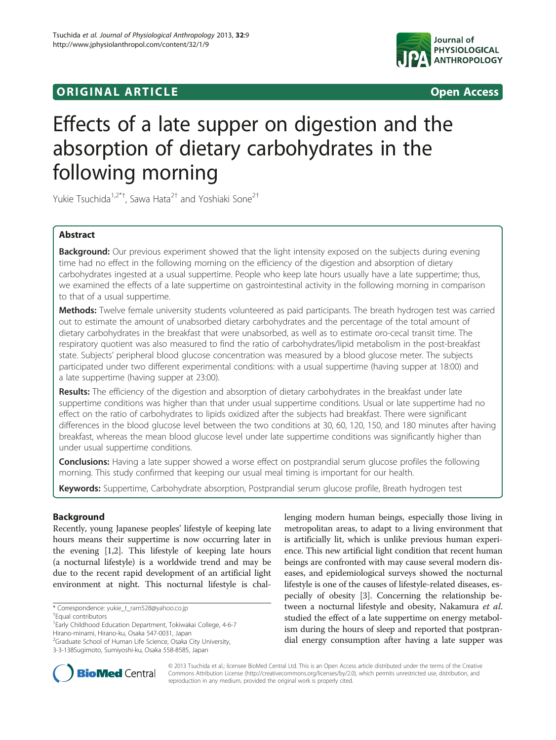**ORIGINAL ARTICLE** **Open Access**

# Effects of a late supper on digestion and the absorption of dietary carbohydrates in the following morning

Yukie Tsuchida[1,2*†], Sawa Hata[2†] and Yoshiaki Sone[2†]

## Abstract

**Background:** Our previous experiment showed that the light intensity exposed on the subjects during evening time had no effect in the following morning on the efficiency of the digestion and absorption of dietary carbohydrates ingested at a usual suppertime. People who keep late hours usually have a late suppertime; thus, we examined the effects of a late suppertime on gastrointestinal activity in the following morning in comparison to that of a usual suppertime.

**Methods:** Twelve female university students volunteered as paid participants. The breath hydrogen test was carried out to estimate the amount of unabsorbed dietary carbohydrates and the percentage of the total amount of dietary carbohydrates in the breakfast that were unabsorbed, as well as to estimate oro-cecal transit time. The respiratory quotient was also measured to find the ratio of carbohydrates/lipid metabolism in the post-breakfast state. Subjects' peripheral blood glucose concentration was measured by a blood glucose meter. The subjects participated under two different experimental conditions: with a usual suppertime (having supper at 18:00) and a late suppertime (having supper at 23:00).

**Results:** The efficiency of the digestion and absorption of dietary carbohydrates in the breakfast under late suppertime conditions was higher than that under usual suppertime conditions. Usual or late suppertime had no effect on the ratio of carbohydrates to lipids oxidized after the subjects had breakfast. There were significant differences in the blood glucose level between the two conditions at 30, 60, 120, 150, and 180 minutes after having breakfast, whereas the mean blood glucose level under late suppertime conditions was significantly higher than under usual suppertime conditions.

**Conclusions:** Having a late supper showed a worse effect on postprandial serum glucose profiles the following morning. This study confirmed that keeping our usual meal timing is important for our health.

**Keywords:** Suppertime, Carbohydrate absorption, Postprandial serum glucose profile, Breath hydrogen test

## Background

Recently, young Japanese peoples' lifestyle of keeping late hours means their suppertime is now occurring later in the evening [1,2]. This lifestyle of keeping late hours (a nocturnal lifestyle) is a worldwide trend and may be due to the recent rapid development of an artificial light environment at night. This nocturnal lifestyle is challenging modern human beings, especially those living in metropolitan areas, to adapt to a living environment that is artificially lit, which is unlike previous human experience. This new artificial light condition that recent human beings are confronted with may cause several modern diseases, and epidemiological surveys showed the nocturnal lifestyle is one of the causes of lifestyle-related diseases, especially of obesity [3]. Concerning the relationship between a nocturnal lifestyle and obesity, Nakamura *et al.* studied the effect of a late suppertime on energy metabolism during the hours of sleep and reported that postprandial energy consumption after having a late supper was

\* Correspondence: yukie_t_ram528@yahoo.co.jp

†Equal contributors

[1]Early Childhood Education Department, Tokiwakai College, 4-6-7 Hirano-minami, Hirano-ku, Osaka 547-0031, Japan

[2]Graduate School of Human Life Science, Osaka City University, 3-3-138Sugimoto, Sumiyoshi-ku, Osaka 558-8585, Japan

© 2013 Tsuchida et al.; licensee BioMed Central Ltd. This is an Open Access article distributed under the terms of the Creative Commons Attribution License (http://creativecommons.org/licenses/by/2.0), which permits unrestricted use, distribution, and reproduction in any medium, provided the original work is properly cited.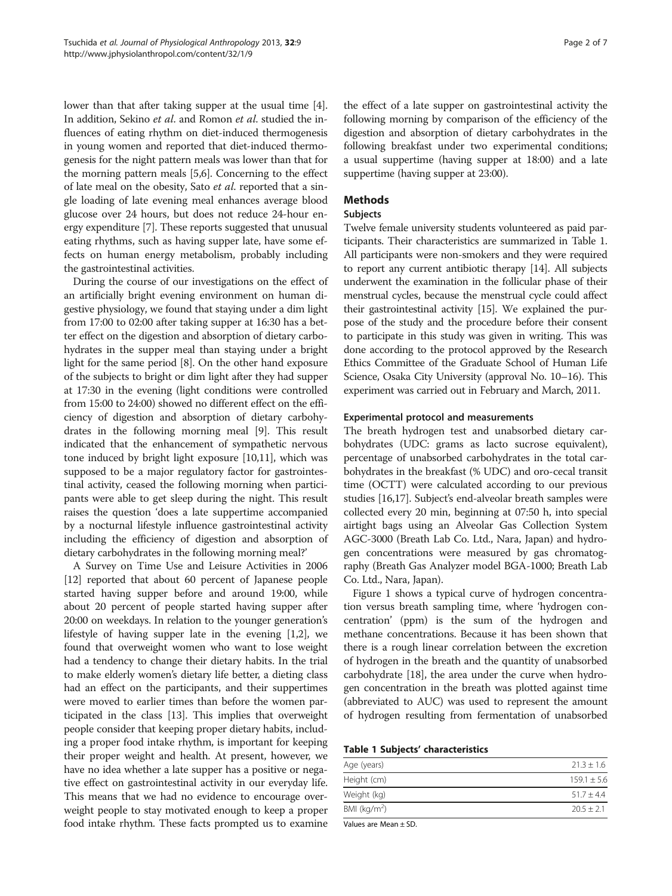lower than that after taking supper at the usual time [4]. In addition, Sekino *et al.* and Romon *et al.* studied the influences of eating rhythm on diet-induced thermogenesis in young women and reported that diet-induced thermogenesis for the night pattern meals was lower than that for the morning pattern meals [5,6]. Concerning to the effect of late meal on the obesity, Sato *et al.* reported that a single loading of late evening meal enhances average blood glucose over 24 hours, but does not reduce 24-hour energy expenditure [7]. These reports suggested that unusual eating rhythms, such as having supper late, have some effects on human energy metabolism, probably including the gastrointestinal activities.

During the course of our investigations on the effect of an artificially bright evening environment on human digestive physiology, we found that staying under a dim light from 17:00 to 02:00 after taking supper at 16:30 has a better effect on the digestion and absorption of dietary carbohydrates in the supper meal than staying under a bright light for the same period [8]. On the other hand exposure of the subjects to bright or dim light after they had supper at 17:30 in the evening (light conditions were controlled from 15:00 to 24:00) showed no different effect on the efficiency of digestion and absorption of dietary carbohydrates in the following morning meal [9]. This result indicated that the enhancement of sympathetic nervous tone induced by bright light exposure [10,11], which was supposed to be a major regulatory factor for gastrointestinal activity, ceased the following morning when participants were able to get sleep during the night. This result raises the question 'does a late suppertime accompanied by a nocturnal lifestyle influence gastrointestinal activity including the efficiency of digestion and absorption of dietary carbohydrates in the following morning meal?'

A Survey on Time Use and Leisure Activities in 2006 [12] reported that about 60 percent of Japanese people started having supper before and around 19:00, while about 20 percent of people started having supper after 20:00 on weekdays. In relation to the younger generation's lifestyle of having supper late in the evening [1,2], we found that overweight women who want to lose weight had a tendency to change their dietary habits. In the trial to make elderly women's dietary life better, a dieting class had an effect on the participants, and their suppertimes were moved to earlier times than before the women participated in the class [13]. This implies that overweight people consider that keeping proper dietary habits, including a proper food intake rhythm, is important for keeping their proper weight and health. At present, however, we have no idea whether a late supper has a positive or negative effect on gastrointestinal activity in our everyday life. This means that we had no evidence to encourage overweight people to stay motivated enough to keep a proper food intake rhythm. These facts prompted us to examine the effect of a late supper on gastrointestinal activity the following morning by comparison of the efficiency of the digestion and absorption of dietary carbohydrates in the following breakfast under two experimental conditions; a usual suppertime (having supper at 18:00) and a late suppertime (having supper at 23:00).

## Methods

### Subjects

Twelve female university students volunteered as paid participants. Their characteristics are summarized in Table 1. All participants were non-smokers and they were required to report any current antibiotic therapy [14]. All subjects underwent the examination in the follicular phase of their menstrual cycles, because the menstrual cycle could affect their gastrointestinal activity [15]. We explained the purpose of the study and the procedure before their consent to participate in this study was given in writing. This was done according to the protocol approved by the Research Ethics Committee of the Graduate School of Human Life Science, Osaka City University (approval No. 10–16). This experiment was carried out in February and March, 2011.

**Table 1 Subjects' characteristics**

| | |
|---|---|
| Age (years) | 21.3 ± 1.6 |
| Height (cm) | 159.1 ± 5.6 |
| Weight (kg) | 51.7 ± 4.4 |
| BMI (kg/m$^2$) | 20.5 ± 2.1 |

Values are Mean ± SD.

### Experimental protocol and measurements

The breath hydrogen test and unabsorbed dietary carbohydrates (UDC: grams as lacto sucrose equivalent), percentage of unabsorbed carbohydrates in the total carbohydrates in the breakfast (% UDC) and oro-cecal transit time (OCTT) were calculated according to our previous studies [16,17]. Subject's end-alveolar breath samples were collected every 20 min, beginning at 07:50 h, into special airtight bags using an Alveolar Gas Collection System AGC-3000 (Breath Lab Co. Ltd., Nara, Japan) and hydrogen concentrations were measured by gas chromatography (Breath Gas Analyzer model BGA-1000; Breath Lab Co. Ltd., Nara, Japan).

Figure 1 shows a typical curve of hydrogen concentration versus breath sampling time, where 'hydrogen concentration' (ppm) is the sum of the hydrogen and methane concentrations. Because it has been shown that there is a rough linear correlation between the excretion of hydrogen in the breath and the quantity of unabsorbed carbohydrate [18], the area under the curve when hydrogen concentration in the breath was plotted against time (abbreviated to AUC) was used to represent the amount of hydrogen resulting from fermentation of unabsorbed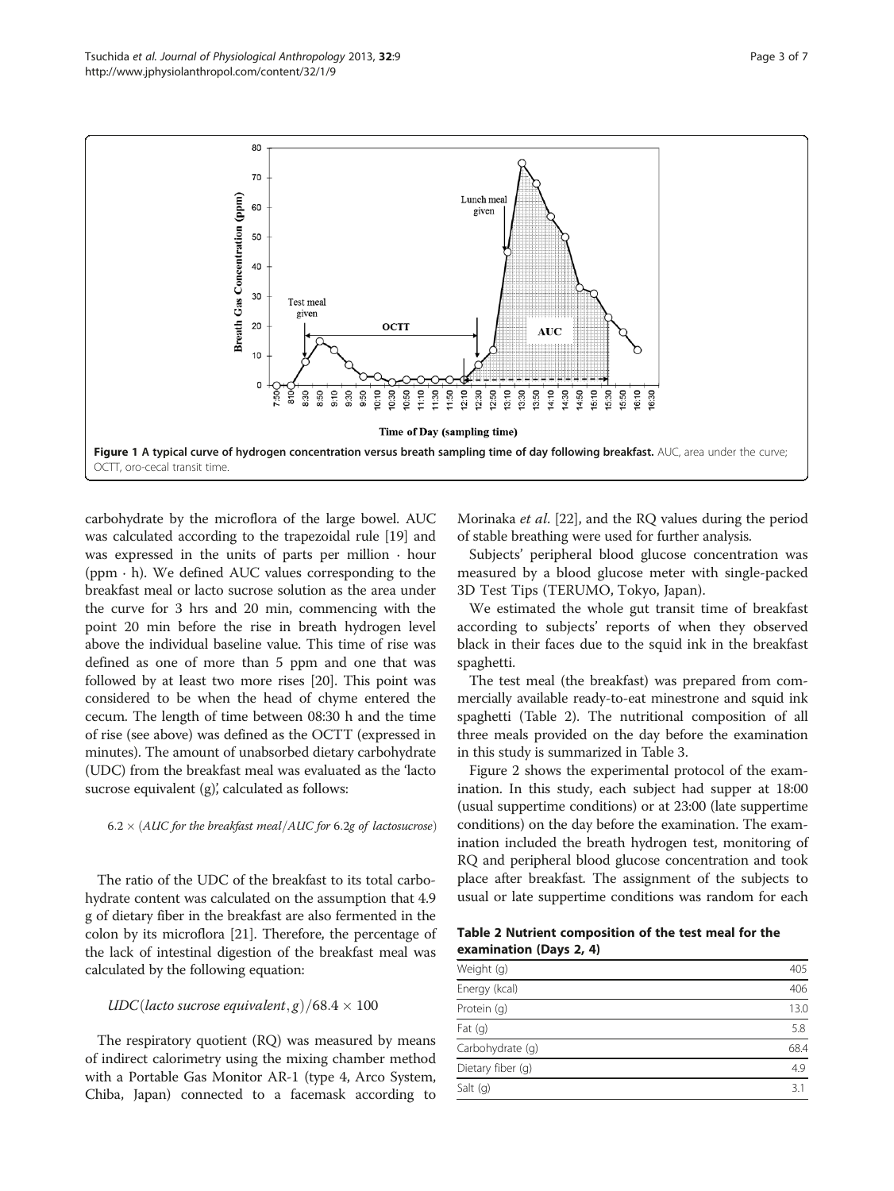Figure 1 A typical curve of hydrogen concentration versus breath sampling time of day following breakfast. AUC, area under the curve; OCTT, oro-cecal transit time.

carbohydrate by the microflora of the large bowel. AUC was calculated according to the trapezoidal rule [19] and was expressed in the units of parts per million · hour (ppm · h). We defined AUC values corresponding to the breakfast meal or lacto sucrose solution as the area under the curve for 3 hrs and 20 min, commencing with the point 20 min before the rise in breath hydrogen level above the individual baseline value. This time of rise was defined as one of more than 5 ppm and one that was followed by at least two more rises [20]. This point was considered to be when the head of chyme entered the cecum. The length of time between 08:30 h and the time of rise (see above) was defined as the OCTT (expressed in minutes). The amount of unabsorbed dietary carbohydrate (UDC) from the breakfast meal was evaluated as the 'lacto sucrose equivalent (g)', calculated as follows:

$$6.2 \times (AUC\ for\ the\ breakfast\ meal/AUC\ for\ 6.2g\ of\ lactosucrose)$$

The ratio of the UDC of the breakfast to its total carbohydrate content was calculated on the assumption that 4.9 g of dietary fiber in the breakfast are also fermented in the colon by its microflora [21]. Therefore, the percentage of the lack of intestinal digestion of the breakfast meal was calculated by the following equation:

$$UDC(lacto\ sucrose\ equivalent, g)/68.4 \times 100$$

The respiratory quotient (RQ) was measured by means of indirect calorimetry using the mixing chamber method with a Portable Gas Monitor AR-1 (type 4, Arco System, Chiba, Japan) connected to a facemask according to Morinaka *et al*. [22], and the RQ values during the period of stable breathing were used for further analysis.

Subjects' peripheral blood glucose concentration was measured by a blood glucose meter with single-packed 3D Test Tips (TERUMO, Tokyo, Japan).

We estimated the whole gut transit time of breakfast according to subjects' reports of when they observed black in their faces due to the squid ink in the breakfast spaghetti.

The test meal (the breakfast) was prepared from commercially available ready-to-eat minestrone and squid ink spaghetti (Table 2). The nutritional composition of all three meals provided on the day before the examination in this study is summarized in Table 3.

Figure 2 shows the experimental protocol of the examination. In this study, each subject had supper at 18:00 (usual suppertime conditions) or at 23:00 (late suppertime conditions) on the day before the examination. The examination included the breath hydrogen test, monitoring of RQ and peripheral blood glucose concentration and took place after breakfast. The assignment of the subjects to usual or late suppertime conditions was random for each

**Table 2 Nutrient composition of the test meal for the examination (Days 2, 4)**

| | |
|---|---|
| Weight (g) | 405 |
| Energy (kcal) | 406 |
| Protein (g) | 13.0 |
| Fat (g) | 5.8 |
| Carbohydrate (g) | 68.4 |
| Dietary fiber (g) | 4.9 |
| Salt (g) | 3.1 |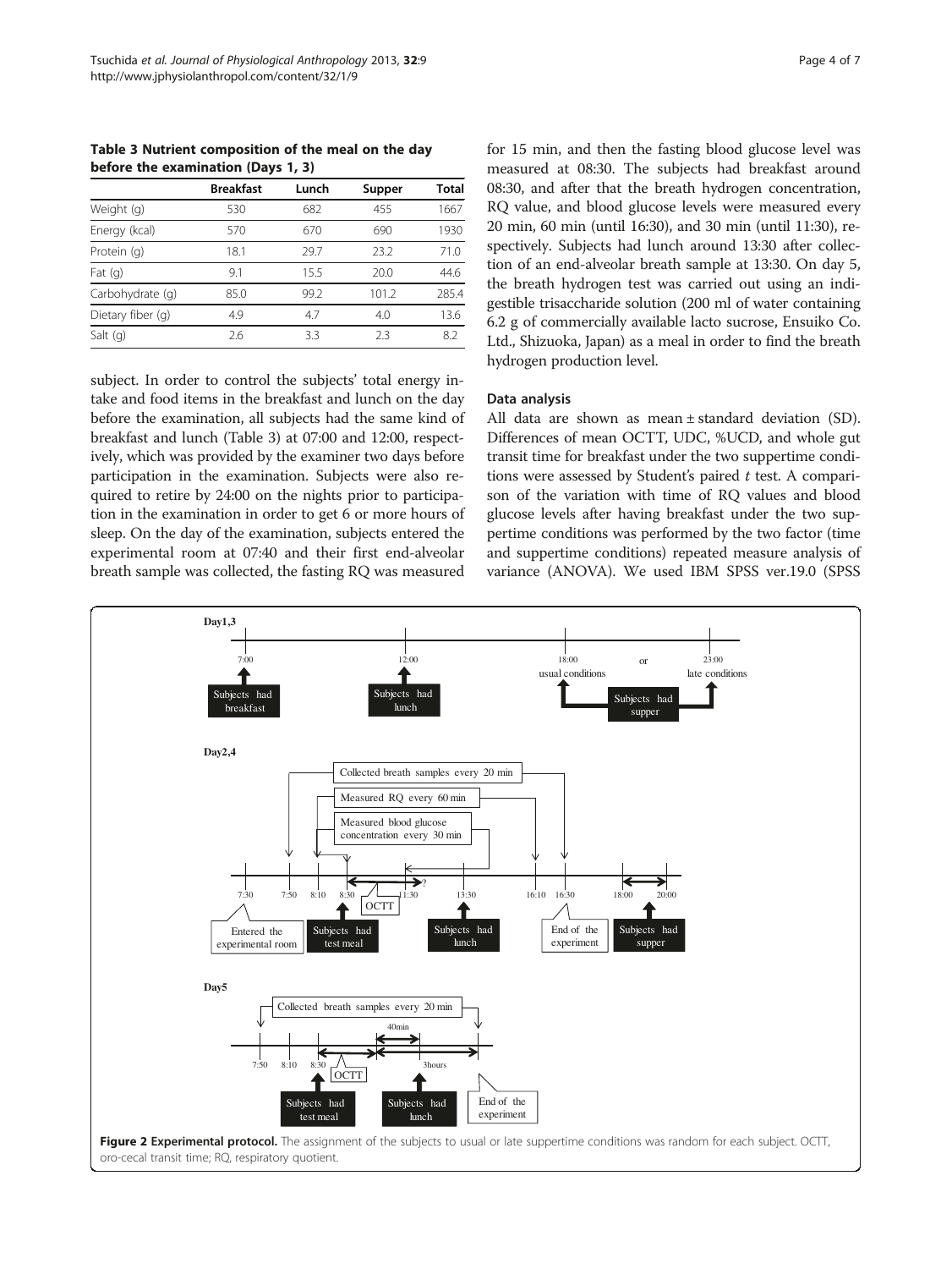**Table 3 Nutrient composition of the meal on the day before the examination (Days 1, 3)**

| | Breakfast | Lunch | Supper | Total |
|---|---|---|---|---|
| Weight (g) | 530 | 682 | 455 | 1667 |
| Energy (kcal) | 570 | 670 | 690 | 1930 |
| Protein (g) | 18.1 | 29.7 | 23.2 | 71.0 |
| Fat (g) | 9.1 | 15.5 | 20.0 | 44.6 |
| Carbohydrate (g) | 85.0 | 99.2 | 101.2 | 285.4 |
| Dietary fiber (g) | 4.9 | 4.7 | 4.0 | 13.6 |
| Salt (g) | 2.6 | 3.3 | 2.3 | 8.2 |

subject. In order to control the subjects' total energy intake and food items in the breakfast and lunch on the day before the examination, all subjects had the same kind of breakfast and lunch (Table 3) at 07:00 and 12:00, respectively, which was provided by the examiner two days before participation in the examination. Subjects were also required to retire by 24:00 on the nights prior to participation in the examination in order to get 6 or more hours of sleep. On the day of the examination, subjects entered the experimental room at 07:40 and their first end-alveolar breath sample was collected, the fasting RQ was measured for 15 min, and then the fasting blood glucose level was measured at 08:30. The subjects had breakfast around 08:30, and after that the breath hydrogen concentration, RQ value, and blood glucose levels were measured every 20 min, 60 min (until 16:30), and 30 min (until 11:30), respectively. Subjects had lunch around 13:30 after collection of an end-alveolar breath sample at 13:30. On day 5, the breath hydrogen test was carried out using an indigestible trisaccharide solution (200 ml of water containing 6.2 g of commercially available lacto sucrose, Ensuiko Co. Ltd., Shizuoka, Japan) as a meal in order to find the breath hydrogen production level.

### Data analysis

All data are shown as mean ± standard deviation (SD). Differences of mean OCTT, UDC, %UCD, and whole gut transit time for breakfast under the two suppertime conditions were assessed by Student's paired *t* test. A comparison of the variation with time of RQ values and blood glucose levels after having breakfast under the two suppertime conditions was performed by the two factor (time and suppertime conditions) repeated measure analysis of variance (ANOVA). We used IBM SPSS ver.19.0 (SPSS

**Figure 2 Experimental protocol.** The assignment of the subjects to usual or late suppertime conditions was random for each subject. OCTT, oro-cecal transit time; RQ, respiratory quotient.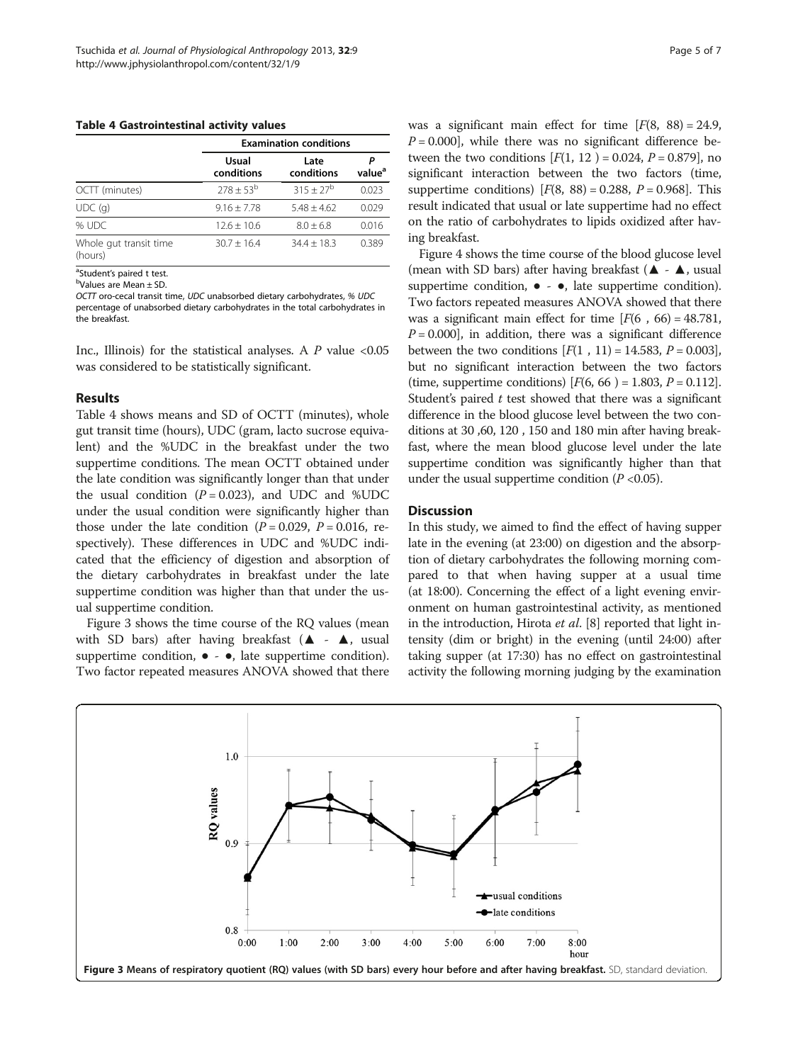**Table 4 Gastrointestinal activity values**

| | Examination conditions | | |
|---|---|---|---|
| | Usual conditions | Late conditions | P value[a] |
| OCTT (minutes) | 278 ± 53[b] | 315 ± 27[b] | 0.023 |
| UDC (g) | 9.16 ± 7.78 | 5.48 ± 4.62 | 0.029 |
| % UDC | 12.6 ± 10.6 | 8.0 ± 6.8 | 0.016 |
| Whole gut transit time (hours) | 30.7 ± 16.4 | 34.4 ± 18.3 | 0.389 |

[a]Student's paired t test.
[b]Values are Mean ± SD.
*OCTT* oro-cecal transit time, *UDC* unabsorbed dietary carbohydrates, *% UDC* percentage of unabsorbed dietary carbohydrates in the total carbohydrates in the breakfast.

Inc., Illinois) for the statistical analyses. A $P$ value <0.05 was considered to be statistically significant.

## Results

Table 4 shows means and SD of OCTT (minutes), whole gut transit time (hours), UDC (gram, lacto sucrose equivalent) and the %UDC in the breakfast under the two suppertime conditions. The mean OCTT obtained under the late condition was significantly longer than that under the usual condition ($P = 0.023$), and UDC and %UDC under the usual condition were significantly higher than those under the late condition ($P = 0.029$, $P = 0.016$, respectively). These differences in UDC and %UDC indicated that the efficiency of digestion and absorption of the dietary carbohydrates in breakfast under the late suppertime condition was higher than that under the usual suppertime condition.

Figure 3 shows the time course of the RQ values (mean with SD bars) after having breakfast (▲ - ▲, usual suppertime condition, ● - ●, late suppertime condition). Two factor repeated measures ANOVA showed that there was a significant main effect for time [$F(8, 88) = 24.9$, $P = 0.000$], while there was no significant difference between the two conditions [$F(1, 12) = 0.024$, $P = 0.879$], no significant interaction between the two factors (time, suppertime conditions) [$F(8, 88) = 0.288$, $P = 0.968$]. This result indicated that usual or late suppertime had no effect on the ratio of carbohydrates to lipids oxidized after having breakfast.

Figure 4 shows the time course of the blood glucose level (mean with SD bars) after having breakfast (▲ - ▲, usual suppertime condition, ● - ●, late suppertime condition). Two factors repeated measures ANOVA showed that there was a significant main effect for time [$F(6, 66) = 48.781$, $P = 0.000$], in addition, there was a significant difference between the two conditions [$F(1, 11) = 14.583$, $P = 0.003$], but no significant interaction between the two factors (time, suppertime conditions) [$F(6, 66) = 1.803$, $P = 0.112$]. Student's paired $t$ test showed that there was a significant difference in the blood glucose level between the two conditions at 30 ,60, 120 , 150 and 180 min after having breakfast, where the mean blood glucose level under the late suppertime condition was significantly higher than that under the usual suppertime condition ($P < 0.05$).

## Discussion

In this study, we aimed to find the effect of having supper late in the evening (at 23:00) on digestion and the absorption of dietary carbohydrates the following morning compared to that when having supper at a usual time (at 18:00). Concerning the effect of a light evening environment on human gastrointestinal activity, as mentioned in the introduction, Hirota *et al.* [8] reported that light intensity (dim or bright) in the evening (until 24:00) after taking supper (at 17:30) has no effect on gastrointestinal activity the following morning judging by the examination

**Figure 3 Means of respiratory quotient (RQ) values (with SD bars) every hour before and after having breakfast.** SD, standard deviation.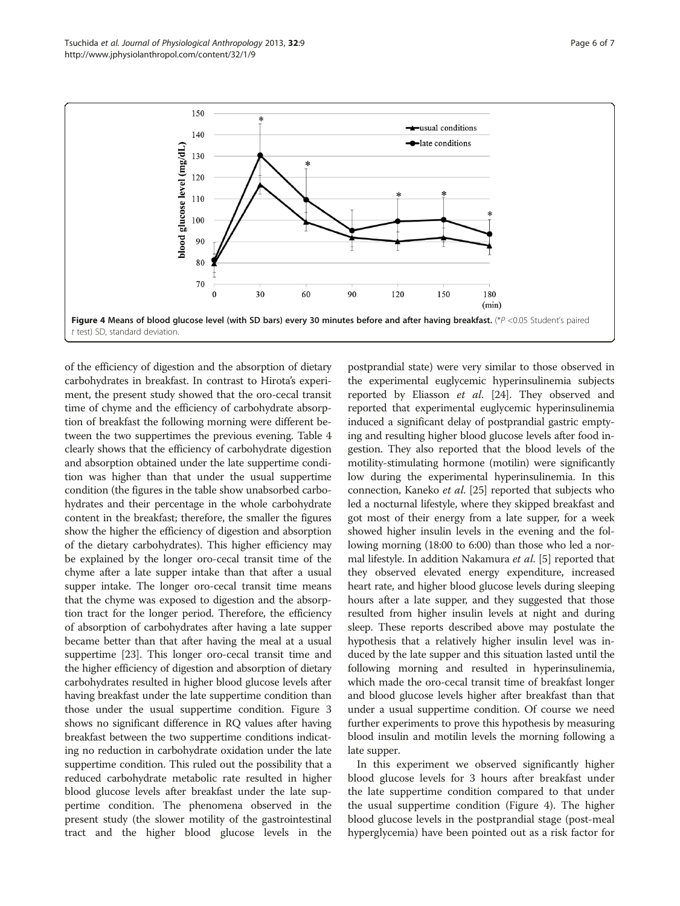**Figure 4 Means of blood glucose level (with SD bars) every 30 minutes before and after having breakfast.** (*$P$ <0.05 Student's paired $t$ test) SD, standard deviation.

of the efficiency of digestion and the absorption of dietary carbohydrates in breakfast. In contrast to Hirota's experiment, the present study showed that the oro-cecal transit time of chyme and the efficiency of carbohydrate absorption of breakfast the following morning were different between the two suppertimes the previous evening. Table 4 clearly shows that the efficiency of carbohydrate digestion and absorption obtained under the late suppertime condition was higher than that under the usual suppertime condition (the figures in the table show unabsorbed carbohydrates and their percentage in the whole carbohydrate content in the breakfast; therefore, the smaller the figures show the higher the efficiency of digestion and absorption of the dietary carbohydrates). This higher efficiency may be explained by the longer oro-cecal transit time of the chyme after a late supper intake than that after a usual supper intake. The longer oro-cecal transit time means that the chyme was exposed to digestion and the absorption tract for the longer period. Therefore, the efficiency of absorption of carbohydrates after having a late supper became better than that after having the meal at a usual suppertime [23]. This longer oro-cecal transit time and the higher efficiency of digestion and absorption of dietary carbohydrates resulted in higher blood glucose levels after having breakfast under the late suppertime condition than those under the usual suppertime condition. Figure 3 shows no significant difference in RQ values after having breakfast between the two suppertime conditions indicating no reduction in carbohydrate oxidation under the late suppertime condition. This ruled out the possibility that a reduced carbohydrate metabolic rate resulted in higher blood glucose levels after breakfast under the late suppertime condition. The phenomena observed in the present study (the slower motility of the gastrointestinal tract and the higher blood glucose levels in the postprandial state) were very similar to those observed in the experimental euglycemic hyperinsulinemia subjects reported by Eliasson *et al*. [24]. They observed and reported that experimental euglycemic hyperinsulinemia induced a significant delay of postprandial gastric emptying and resulting higher blood glucose levels after food ingestion. They also reported that the blood levels of the motility-stimulating hormone (motilin) were significantly low during the experimental hyperinsulinemia. In this connection, Kaneko *et al*. [25] reported that subjects who led a nocturnal lifestyle, where they skipped breakfast and got most of their energy from a late supper, for a week showed higher insulin levels in the evening and the following morning (18:00 to 6:00) than those who led a normal lifestyle. In addition Nakamura *et al*. [5] reported that they observed elevated energy expenditure, increased heart rate, and higher blood glucose levels during sleeping hours after a late supper, and they suggested that those resulted from higher insulin levels at night and during sleep. These reports described above may postulate the hypothesis that a relatively higher insulin level was induced by the late supper and this situation lasted until the following morning and resulted in hyperinsulinemia, which made the oro-cecal transit time of breakfast longer and blood glucose levels higher after breakfast than that under a usual suppertime condition. Of course we need further experiments to prove this hypothesis by measuring blood insulin and motilin levels the morning following a late supper.

In this experiment we observed significantly higher blood glucose levels for 3 hours after breakfast under the late suppertime condition compared to that under the usual suppertime condition (Figure 4). The higher blood glucose levels in the postprandial stage (post-meal hyperglycemia) have been pointed out as a risk factor for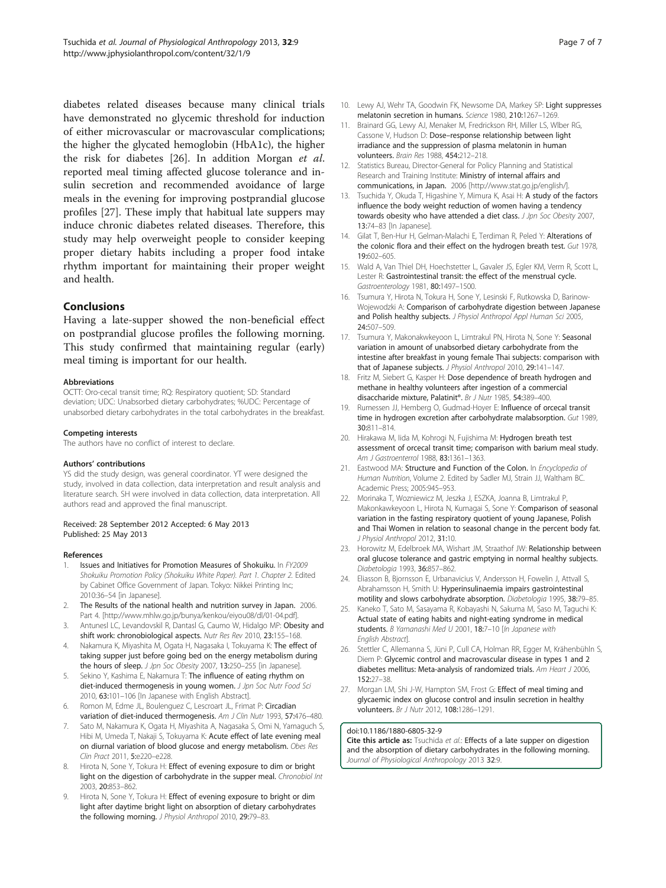diabetes related diseases because many clinical trials have demonstrated no glycemic threshold for induction of either microvascular or macrovascular complications; the higher the glycated hemoglobin (HbA1c), the higher the risk for diabetes [26]. In addition Morgan *et al.* reported meal timing affected glucose tolerance and insulin secretion and recommended avoidance of large meals in the evening for improving postprandial glucose profiles [27]. These imply that habitual late suppers may induce chronic diabetes related diseases. Therefore, this study may help overweight people to consider keeping proper dietary habits including a proper food intake rhythm important for maintaining their proper weight and health.

## Conclusions

Having a late-supper showed the non-beneficial effect on postprandial glucose profiles the following morning. This study confirmed that maintaining regular (early) meal timing is important for our health.

#### Abbreviations

OCTT: Oro-cecal transit time; RQ: Respiratory quotient; SD: Standard deviation; UDC: Unabsorbed dietary carbohydrates; %UDC: Percentage of unabsorbed dietary carbohydrates in the total carbohydrates in the breakfast.

#### Competing interests

The authors have no conflict of interest to declare.

#### Authors' contributions

YS did the study design, was general coordinator. YT were designed the study, involved in data collection, data interpretation and result analysis and literature search. SH were involved in data collection, data interpretation. All authors read and approved the final manuscript.

Received: 28 September 2012 Accepted: 6 May 2013
Published: 25 May 2013

#### References

1. **Issues and Initiatives for Promotion Measures of Shokuiku.** In *FY2009 Shokuiku Promotion Policy (Shokuiku White Paper). Part 1. Chapter 2.* Edited by Cabinet Office Government of Japan. Tokyo: Nikkei Printing Inc; 2010:36–54 [in Japanese].
2. **The Results of the national health and nutrition survey in Japan.** 2006. Part 4. [http://www.mhlw.go.jp/bunya/kenkou/eiyou08/dl/01-04.pdf].
3. AntunesI LC, LevandovskiI R, DantasI G, Caumo W, Hidalgo MP: **Obesity and shift work: chronobiological aspects.** *Nutr Res Rev* 2010, **23:**155–168.
4. Nakamura K, Miyashita M, Ogata H, Nagasaka I, Tokuyama K: **The effect of taking supper just before going bed on the energy metabolism during the hours of sleep.** *J Jpn Soc Obesity* 2007, **13:**250–255 [in Japanese].
5. Sekino Y, Kashima E, Nakamura T: **The influence of eating rhythm on diet-induced thermogenesis in young women.** *J Jpn Soc Nutr Food Sci* 2010, **63:**101–106 [In Japanese with English Abstract].
6. Romon M, Edme JL, Boulenguez C, Lescroart JL, Frimat P: **Circadian variation of diet-induced thermogenesis.** *Am J Clin Nutr* 1993, **57:**476–480.
7. Sato M, Nakamura K, Ogata H, Miyashita A, Nagasaka S, Omi N, Yamaguch S, Hibi M, Umeda T, Nakaji S, Tokuyama K: **Acute effect of late evening meal on diurnal variation of blood glucose and energy metabolism.** *Obes Res Clin Pract* 2011, **5:**e220–e228.
8. Hirota N, Sone Y, Tokura H: **Effect of evening exposure to dim or bright light on the digestion of carbohydrate in the supper meal.** *Chronobiol Int* 2003, **20:**853–862.
9. Hirota N, Sone Y, Tokura H: **Effect of evening exposure to bright or dim light after daytime bright light on absorption of dietary carbohydrates the following morning.** *J Physiol Anthropol* 2010, **29:**79–83.
10. Lewy AJ, Wehr TA, Goodwin FK, Newsome DA, Markey SP: **Light suppresses melatonin secretion in humans.** *Science* 1980, **210:**1267–1269.
11. Brainard GG, Lewy AJ, Menaker M, Fredrickson RH, Miller LS, Wlber RG, Cassone V, Hudson D: **Dose–response relationship between light irradiance and the suppression of plasma melatonin in human volunteers.** *Brain Res* 1988, **454:**212–218.
12. Statistics Bureau, Director-General for Policy Planning and Statistical Research and Training Institute: **Ministry of internal affairs and communications, in Japan.** 2006 [http://www.stat.go.jp/english/].
13. Tsuchida Y, Okuda T, Higashine Y, Mimura K, Asai H: **A study of the factors influence the body weight reduction of women having a tendency towards obesity who have attended a diet class.** *J Jpn Soc Obesity* 2007, **13:**74–83 [In Japanese].
14. Gilat T, Ben-Hur H, Gelman-Malachi E, Terdiman R, Peled Y: **Alterations of the colonic flora and their effect on the hydrogen breath test.** *Gut* 1978, **19:**602–605.
15. Wald A, Van Thiel DH, Hoechstetter L, Gavaler JS, Egler KM, Verm R, Scott L, Lester R: **Gastrointestinal transit: the effect of the menstrual cycle.** *Gastroenterology* 1981, **80:**1497–1500.
16. Tsumura Y, Hirota N, Tokura H, Sone Y, Lesinski F, Rutkowska D, Barinow-Wojewodzki A: **Comparison of carbohydrate digestion between Japanese and Polish healthy subjects.** *J Physiol Anthropol Appl Human Sci* 2005, **24:**507–509.
17. Tsumura Y, Makonakwkeyoon L, Limtrakul PN, Hirota N, Sone Y: **Seasonal variation in amount of unabsorbed dietary carbohydrate from the intestine after breakfast in young female Thai subjects: comparison with that of Japanese subjects.** *J Physiol Anthropol* 2010, **29:**141–147.
18. Fritz M, Siebert G, Kasper H: **Dose dependence of breath hydrogen and methane in healthy volunteers after ingestion of a commercial disaccharide mixture, Palatinit®.** *Br J Nutr* 1985, **54:**389–400.
19. Rumessen JJ, Hemberg O, Gudmad-Hoyer E: **Influence of orcecal transit time in hydrogen excretion after carbohydrate malabsorption.** *Gut* 1989, **30:**811–814.
20. Hirakawa M, Iida M, Kohrogi N, Fujishima M: **Hydrogen breath test assessment of orcecal transit time; comparison with barium meal study.** *Am J Gastroenterrol* 1988, **83:**1361–1363.
21. Eastwood MA: **Structure and Function of the Colon.** In *Encyclopedia of Human Nutrition*, Volume 2. Edited by Sadler MJ, Strain JJ, Waltham BC. Academic Press; 2005:945–953.
22. Morinaka T, Wozniewicz M, Jeszka J, ESZKA, Joanna B, Limtrakul P, Makonkawkeyoon L, Hirota N, Kumagai S, Sone Y: **Comparison of seasonal variation in the fasting respiratory quotient of young Japanese, Polish and Thai Women in relation to seasonal change in the percent body fat.** *J Physiol Anthropol* 2012, **31:**10.
23. Horowitz M, Edelbroek MA, Wishart JM, Straathof JW: **Relationship between oral glucose tolerance and gastric emptying in normal healthy subjects.** *Diabetologia* 1993, **36:**857–862.
24. Eliasson B, Bjornsson E, Urbanavicius V, Andersson H, Fowelin J, Attvall S, Abrahamsson H, Smith U: **Hyperinsulinaemia impairs gastrointestinal motility and slows carbohydrate absorption.** *Diabetologia* 1995, **38:**79–85.
25. Kaneko T, Sato M, Sasayama R, Kobayashi N, Sakuma M, Saso M, Taguchi K: **Actual state of eating habits and night-eating syndrome in medical students.** *B Yamanashi Med U* 2001, **18:**7–10 [*In Japanese with English Abstract*].
26. Stettler C, Allemanna S, Jüni P, Cull CA, Holman RR, Egger M, Krähenbühln S, Diem P: **Glycemic control and macrovascular disease in types 1 and 2 diabetes mellitus: Meta-analysis of randomized trials.** *Am Heart J* 2006, **152:**27–38.
27. Morgan LM, Shi J-W, Hampton SM, Frost G: **Effect of meal timing and glycaemic index on glucose control and insulin secretion in healthy volunteers.** *Br J Nutr* 2012, **108:**1286–1291.

doi:10.1186/1880-6805-32-9
**Cite this article as:** Tsuchida *et al.*: Effects of a late supper on digestion and the absorption of dietary carbohydrates in the following morning. *Journal of Physiological Anthropology* 2013 **32**:9.